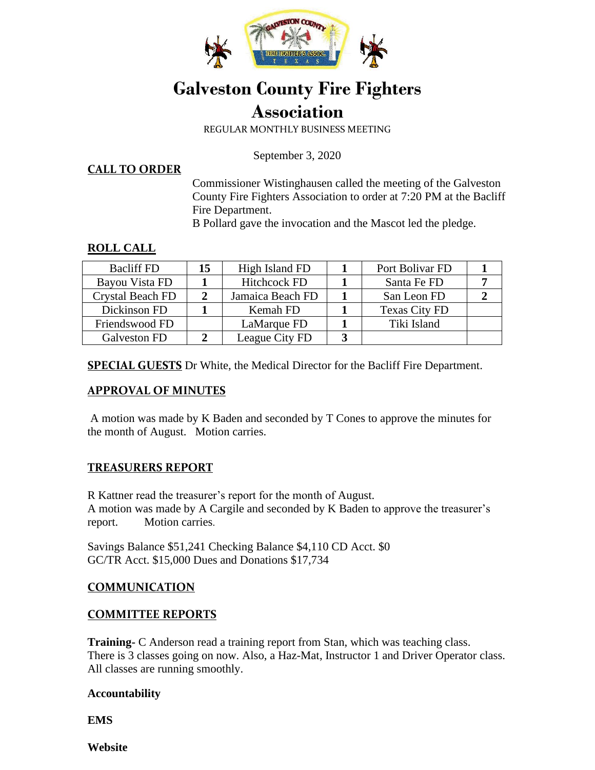# Galveston County Fire Fighters Association

REGULAR MONTHLY BUSINESS MEETING

September 3, 2020

## CALL TO ORDER

Commissioner Wistinghausen called the meeting of the Galveston County Fire Fighters Association to order at 7:20 PM at the Bacliff Fire Department.

B Pollard gave the invocation and the Mascot led the pledge.

## ROLL CALL

| Bacliff FD | 15 | High Island FD | 1 | Port Bolivar FD | 1 |
|---|---|---|---|---|---|
| Bayou Vista FD | 1 | Hitchcock FD | 1 | Santa Fe FD | 7 |
| Crystal Beach FD | 2 | Jamaica Beach FD | 1 | San Leon FD | 2 |
| Dickinson FD | 1 | Kemah FD | 1 | Texas City FD | |
| Friendswood FD | | LaMarque FD | 1 | Tiki Island | |
| Galveston FD | 2 | League City FD | 3 | | |

**SPECIAL GUESTS** Dr White, the Medical Director for the Bacliff Fire Department.

## APPROVAL OF MINUTES

A motion was made by K Baden and seconded by T Cones to approve the minutes for the month of August. Motion carries.

## TREASURERS REPORT

R Kattner read the treasurer's report for the month of August.
A motion was made by A Cargile and seconded by K Baden to approve the treasurer's report. Motion carries.

Savings Balance $51,241 Checking Balance $4,110 CD Acct. $0
GC/TR Acct. $15,000 Dues and Donations $17,734

## COMMUNICATION

## COMMITTEE REPORTS

**Training**- C Anderson read a training report from Stan, which was teaching class. There is 3 classes going on now. Also, a Haz-Mat, Instructor 1 and Driver Operator class. All classes are running smoothly.

**Accountability**

**EMS**

**Website**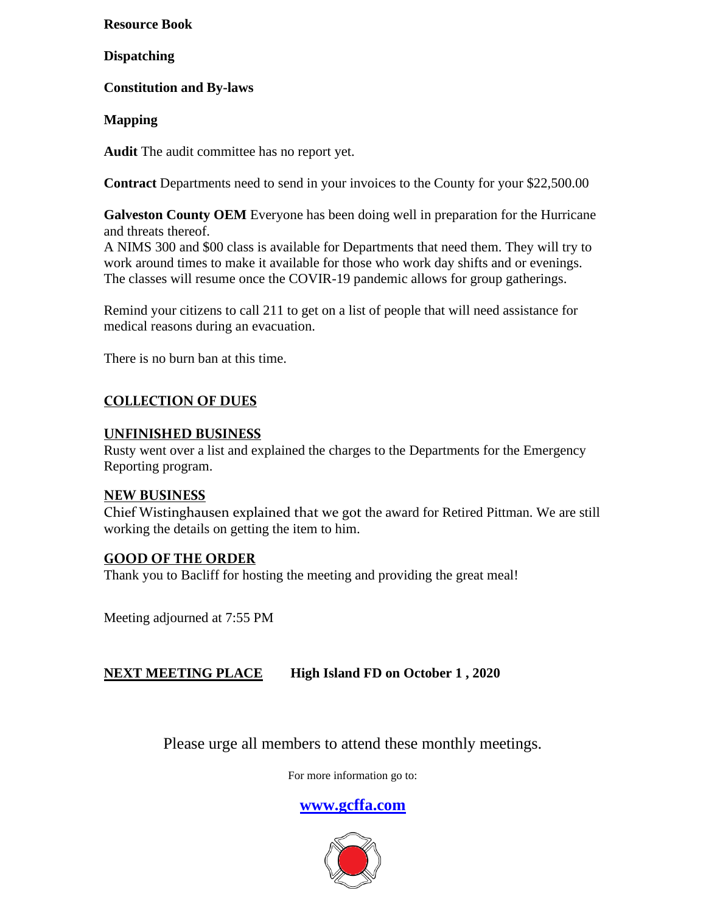**Resource Book**

**Dispatching**

**Constitution and By-laws**

**Mapping**

**Audit** The audit committee has no report yet.

**Contract** Departments need to send in your invoices to the County for your $22,500.00

**Galveston County OEM** Everyone has been doing well in preparation for the Hurricane and threats thereof.
A NIMS 300 and $00 class is available for Departments that need them. They will try to work around times to make it available for those who work day shifts and or evenings. The classes will resume once the COVIR-19 pandemic allows for group gatherings.

Remind your citizens to call 211 to get on a list of people that will need assistance for medical reasons during an evacuation.

There is no burn ban at this time.

## COLLECTION OF DUES

## UNFINISHED BUSINESS

Rusty went over a list and explained the charges to the Departments for the Emergency Reporting program.

## NEW BUSINESS

Chief Wistinghausen explained that we got the award for Retired Pittman. We are still working the details on getting the item to him.

## GOOD OF THE ORDER

Thank you to Bacliff for hosting the meeting and providing the great meal!

Meeting adjourned at 7:55 PM

**NEXT MEETING PLACE** **High Island FD on October 1 , 2020**

Please urge all members to attend these monthly meetings.

For more information go to:

**www.gcffa.com**